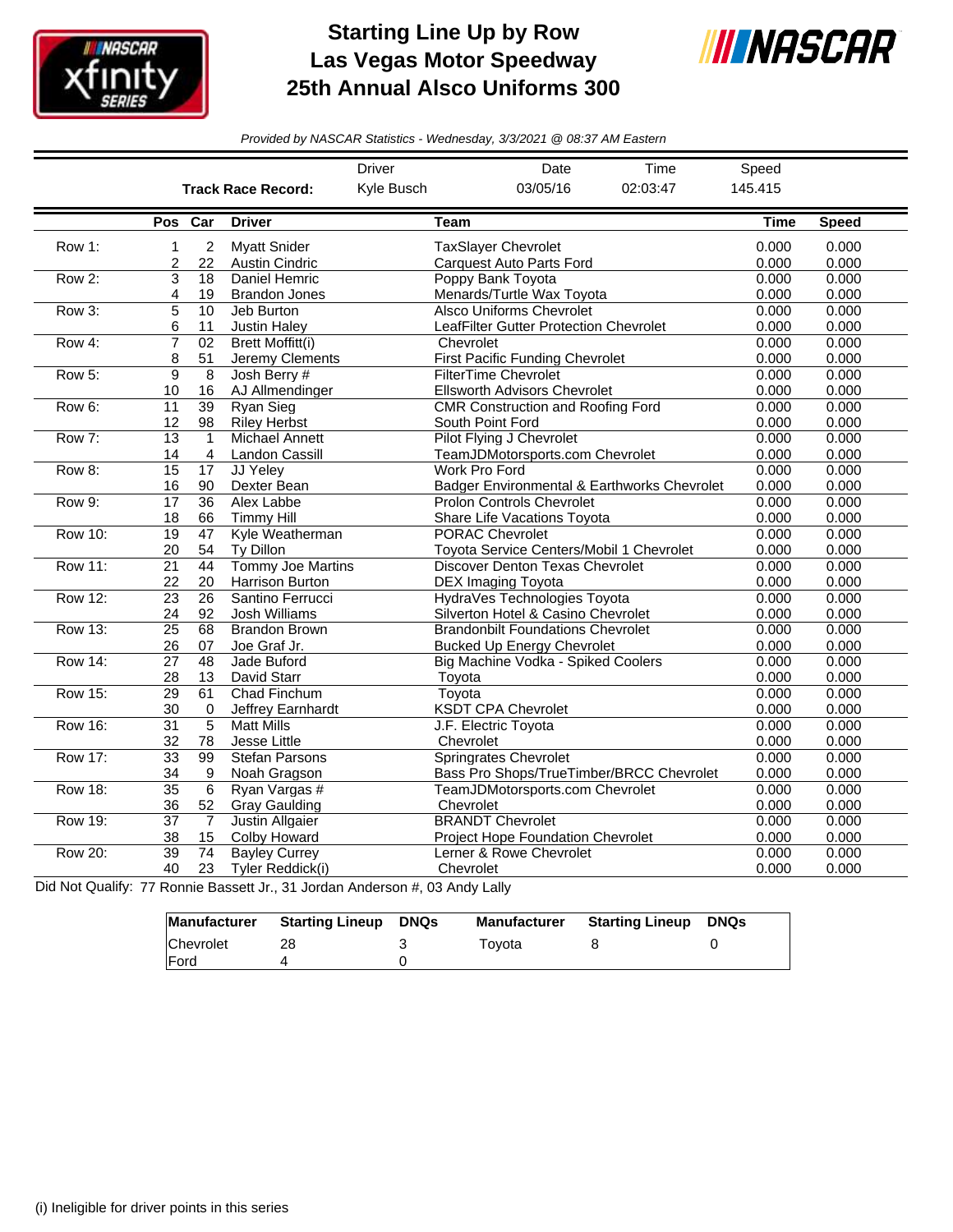# Starting Line Up by Row
# Las Vegas Motor Speedway
# 25th Annual Alsco Uniforms 300

*Provided by NASCAR Statistics - Wednesday, 3/3/2021 @ 08:37 AM Eastern*

| | Driver | Date | Time | Speed |
|---|---|---|---|---|
| **Track Race Record:** | Kyle Busch | 03/05/16 | 02:03:47 | 145.415 |

| | Pos | Car | Driver | Team | Time | Speed |
|---|---|---|---|---|---|---|
| Row 1: | 1 | 2 | Myatt Snider | TaxSlayer Chevrolet | 0.000 | 0.000 |
| | 2 | 22 | Austin Cindric | Carquest Auto Parts Ford | 0.000 | 0.000 |
| Row 2: | 3 | 18 | Daniel Hemric | Poppy Bank Toyota | 0.000 | 0.000 |
| | 4 | 19 | Brandon Jones | Menards/Turtle Wax Toyota | 0.000 | 0.000 |
| Row 3: | 5 | 10 | Jeb Burton | Alsco Uniforms Chevrolet | 0.000 | 0.000 |
| | 6 | 11 | Justin Haley | LeafFilter Gutter Protection Chevrolet | 0.000 | 0.000 |
| Row 4: | 7 | 02 | Brett Moffitt(i) | Chevrolet | 0.000 | 0.000 |
| | 8 | 51 | Jeremy Clements | First Pacific Funding Chevrolet | 0.000 | 0.000 |
| Row 5: | 9 | 8 | Josh Berry # | FilterTime Chevrolet | 0.000 | 0.000 |
| | 10 | 16 | AJ Allmendinger | Ellsworth Advisors Chevrolet | 0.000 | 0.000 |
| Row 6: | 11 | 39 | Ryan Sieg | CMR Construction and Roofing Ford | 0.000 | 0.000 |
| | 12 | 98 | Riley Herbst | South Point Ford | 0.000 | 0.000 |
| Row 7: | 13 | 1 | Michael Annett | Pilot Flying J Chevrolet | 0.000 | 0.000 |
| | 14 | 4 | Landon Cassill | TeamJDMotorsports.com Chevrolet | 0.000 | 0.000 |
| Row 8: | 15 | 17 | JJ Yeley | Work Pro Ford | 0.000 | 0.000 |
| | 16 | 90 | Dexter Bean | Badger Environmental & Earthworks Chevrolet | 0.000 | 0.000 |
| Row 9: | 17 | 36 | Alex Labbe | Prolon Controls Chevrolet | 0.000 | 0.000 |
| | 18 | 66 | Timmy Hill | Share Life Vacations Toyota | 0.000 | 0.000 |
| Row 10: | 19 | 47 | Kyle Weatherman | PORAC Chevrolet | 0.000 | 0.000 |
| | 20 | 54 | Ty Dillon | Toyota Service Centers/Mobil 1 Chevrolet | 0.000 | 0.000 |
| Row 11: | 21 | 44 | Tommy Joe Martins | Discover Denton Texas Chevrolet | 0.000 | 0.000 |
| | 22 | 20 | Harrison Burton | DEX Imaging Toyota | 0.000 | 0.000 |
| Row 12: | 23 | 26 | Santino Ferrucci | HydraVes Technologies Toyota | 0.000 | 0.000 |
| | 24 | 92 | Josh Williams | Silverton Hotel & Casino Chevrolet | 0.000 | 0.000 |
| Row 13: | 25 | 68 | Brandon Brown | Brandonbilt Foundations Chevrolet | 0.000 | 0.000 |
| | 26 | 07 | Joe Graf Jr. | Bucked Up Energy Chevrolet | 0.000 | 0.000 |
| Row 14: | 27 | 48 | Jade Buford | Big Machine Vodka - Spiked Coolers | 0.000 | 0.000 |
| | 28 | 13 | David Starr | Toyota | 0.000 | 0.000 |
| Row 15: | 29 | 61 | Chad Finchum | Toyota | 0.000 | 0.000 |
| | 30 | 0 | Jeffrey Earnhardt | KSDT CPA Chevrolet | 0.000 | 0.000 |
| Row 16: | 31 | 5 | Matt Mills | J.F. Electric Toyota | 0.000 | 0.000 |
| | 32 | 78 | Jesse Little | Chevrolet | 0.000 | 0.000 |
| Row 17: | 33 | 99 | Stefan Parsons | Springrates Chevrolet | 0.000 | 0.000 |
| | 34 | 9 | Noah Gragson | Bass Pro Shops/TrueTimber/BRCC Chevrolet | 0.000 | 0.000 |
| Row 18: | 35 | 6 | Ryan Vargas # | TeamJDMotorsports.com Chevrolet | 0.000 | 0.000 |
| | 36 | 52 | Gray Gaulding | Chevrolet | 0.000 | 0.000 |
| Row 19: | 37 | 7 | Justin Allgaier | BRANDT Chevrolet | 0.000 | 0.000 |
| | 38 | 15 | Colby Howard | Project Hope Foundation Chevrolet | 0.000 | 0.000 |
| Row 20: | 39 | 74 | Bayley Currey | Lerner & Rowe Chevrolet | 0.000 | 0.000 |
| | 40 | 23 | Tyler Reddick(i) | Chevrolet | 0.000 | 0.000 |

Did Not Qualify: 77 Ronnie Bassett Jr., 31 Jordan Anderson #, 03 Andy Lally

| Manufacturer | Starting Lineup | DNQs | Manufacturer | Starting Lineup | DNQs |
|---|---|---|---|---|---|
| Chevrolet | 28 | 3 | Toyota | 8 | 0 |
| Ford | 4 | 0 | | | |

(i) Ineligible for driver points in this series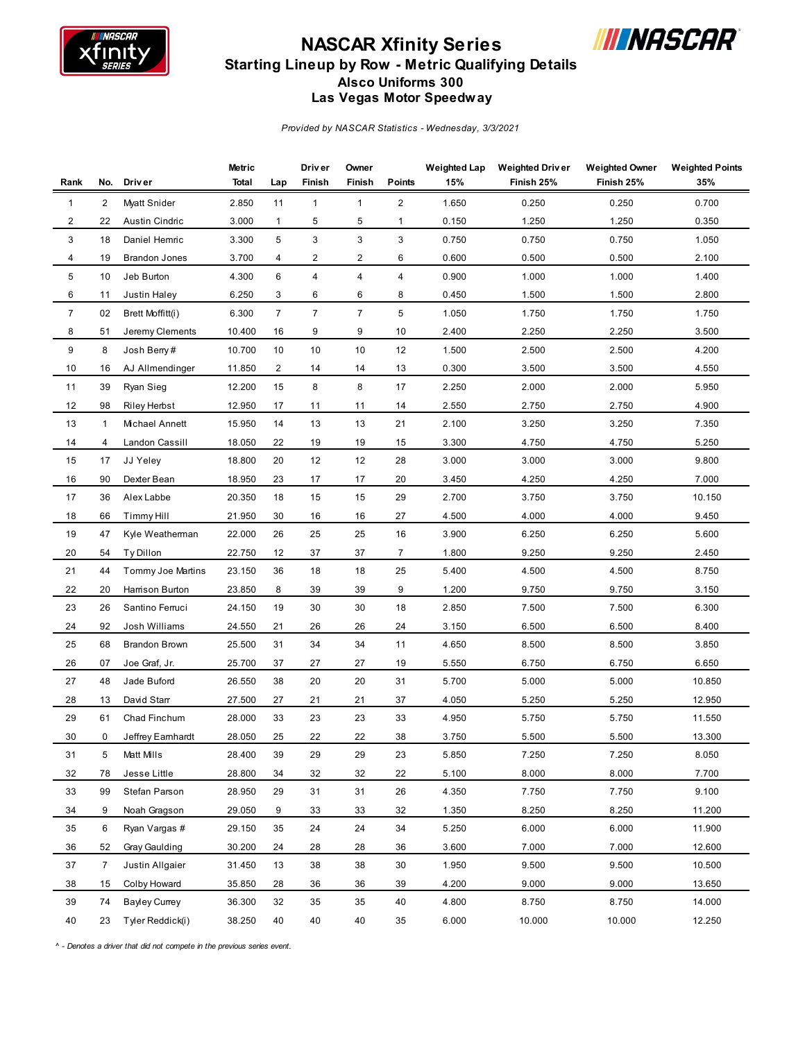# NASCAR Xfinity Series

## Starting Lineup by Row - Metric Qualifying Details

### Alsco Uniforms 300

### Las Vegas Motor Speedway

*Provided by NASCAR Statistics - Wednesday, 3/3/2021*

| Rank | No. | Driver | Metric Total | Lap | Driver Finish | Owner Finish | Points | Weighted Lap 15% | Weighted Driver Finish 25% | Weighted Owner Finish 25% | Weighted Points 35% |
|---|---|---|---|---|---|---|---|---|---|---|---|
| 1 | 2 | Myatt Snider | 2.850 | 11 | 1 | 1 | 2 | 1.650 | 0.250 | 0.250 | 0.700 |
| 2 | 22 | Austin Cindric | 3.000 | 1 | 5 | 5 | 1 | 0.150 | 1.250 | 1.250 | 0.350 |
| 3 | 18 | Daniel Hemric | 3.300 | 5 | 3 | 3 | 3 | 0.750 | 0.750 | 0.750 | 1.050 |
| 4 | 19 | Brandon Jones | 3.700 | 4 | 2 | 2 | 6 | 0.600 | 0.500 | 0.500 | 2.100 |
| 5 | 10 | Jeb Burton | 4.300 | 6 | 4 | 4 | 4 | 0.900 | 1.000 | 1.000 | 1.400 |
| 6 | 11 | Justin Haley | 6.250 | 3 | 6 | 6 | 8 | 0.450 | 1.500 | 1.500 | 2.800 |
| 7 | 02 | Brett Moffitt(i) | 6.300 | 7 | 7 | 7 | 5 | 1.050 | 1.750 | 1.750 | 1.750 |
| 8 | 51 | Jeremy Clements | 10.400 | 16 | 9 | 9 | 10 | 2.400 | 2.250 | 2.250 | 3.500 |
| 9 | 8 | Josh Berry # | 10.700 | 10 | 10 | 10 | 12 | 1.500 | 2.500 | 2.500 | 4.200 |
| 10 | 16 | AJ Allmendinger | 11.850 | 2 | 14 | 14 | 13 | 0.300 | 3.500 | 3.500 | 4.550 |
| 11 | 39 | Ryan Sieg | 12.200 | 15 | 8 | 8 | 17 | 2.250 | 2.000 | 2.000 | 5.950 |
| 12 | 98 | Riley Herbst | 12.950 | 17 | 11 | 11 | 14 | 2.550 | 2.750 | 2.750 | 4.900 |
| 13 | 1 | Michael Annett | 15.950 | 14 | 13 | 13 | 21 | 2.100 | 3.250 | 3.250 | 7.350 |
| 14 | 4 | Landon Cassill | 18.050 | 22 | 19 | 19 | 15 | 3.300 | 4.750 | 4.750 | 5.250 |
| 15 | 17 | JJ Yeley | 18.800 | 20 | 12 | 12 | 28 | 3.000 | 3.000 | 3.000 | 9.800 |
| 16 | 90 | Dexter Bean | 18.950 | 23 | 17 | 17 | 20 | 3.450 | 4.250 | 4.250 | 7.000 |
| 17 | 36 | Alex Labbe | 20.350 | 18 | 15 | 15 | 29 | 2.700 | 3.750 | 3.750 | 10.150 |
| 18 | 66 | Timmy Hill | 21.950 | 30 | 16 | 16 | 27 | 4.500 | 4.000 | 4.000 | 9.450 |
| 19 | 47 | Kyle Weatherman | 22.000 | 26 | 25 | 25 | 16 | 3.900 | 6.250 | 6.250 | 5.600 |
| 20 | 54 | Ty Dillon | 22.750 | 12 | 37 | 37 | 7 | 1.800 | 9.250 | 9.250 | 2.450 |
| 21 | 44 | Tommy Joe Martins | 23.150 | 36 | 18 | 18 | 25 | 5.400 | 4.500 | 4.500 | 8.750 |
| 22 | 20 | Harrison Burton | 23.850 | 8 | 39 | 39 | 9 | 1.200 | 9.750 | 9.750 | 3.150 |
| 23 | 26 | Santino Ferrucci | 24.150 | 19 | 30 | 30 | 18 | 2.850 | 7.500 | 7.500 | 6.300 |
| 24 | 92 | Josh Williams | 24.550 | 21 | 26 | 26 | 24 | 3.150 | 6.500 | 6.500 | 8.400 |
| 25 | 68 | Brandon Brown | 25.500 | 31 | 34 | 34 | 11 | 4.650 | 8.500 | 8.500 | 3.850 |
| 26 | 07 | Joe Graf, Jr. | 25.700 | 37 | 27 | 27 | 19 | 5.550 | 6.750 | 6.750 | 6.650 |
| 27 | 48 | Jade Buford | 26.550 | 38 | 20 | 20 | 31 | 5.700 | 5.000 | 5.000 | 10.850 |
| 28 | 13 | David Starr | 27.500 | 27 | 21 | 21 | 37 | 4.050 | 5.250 | 5.250 | 12.950 |
| 29 | 61 | Chad Finchum | 28.000 | 33 | 23 | 23 | 33 | 4.950 | 5.750 | 5.750 | 11.550 |
| 30 | 0 | Jeffrey Earnhardt | 28.050 | 25 | 22 | 22 | 38 | 3.750 | 5.500 | 5.500 | 13.300 |
| 31 | 5 | Matt Mills | 28.400 | 39 | 29 | 29 | 23 | 5.850 | 7.250 | 7.250 | 8.050 |
| 32 | 78 | Jesse Little | 28.800 | 34 | 32 | 32 | 22 | 5.100 | 8.000 | 8.000 | 7.700 |
| 33 | 99 | Stefan Parson | 28.950 | 29 | 31 | 31 | 26 | 4.350 | 7.750 | 7.750 | 9.100 |
| 34 | 9 | Noah Gragson | 29.050 | 9 | 33 | 33 | 32 | 1.350 | 8.250 | 8.250 | 11.200 |
| 35 | 6 | Ryan Vargas # | 29.150 | 35 | 24 | 24 | 34 | 5.250 | 6.000 | 6.000 | 11.900 |
| 36 | 52 | Gray Gaulding | 30.200 | 24 | 28 | 28 | 36 | 3.600 | 7.000 | 7.000 | 12.600 |
| 37 | 7 | Justin Allgaier | 31.450 | 13 | 38 | 38 | 30 | 1.950 | 9.500 | 9.500 | 10.500 |
| 38 | 15 | Colby Howard | 35.850 | 28 | 36 | 36 | 39 | 4.200 | 9.000 | 9.000 | 13.650 |
| 39 | 74 | Bayley Currey | 36.300 | 32 | 35 | 35 | 40 | 4.800 | 8.750 | 8.750 | 14.000 |
| 40 | 23 | Tyler Reddick(i) | 38.250 | 40 | 40 | 40 | 35 | 6.000 | 10.000 | 10.000 | 12.250 |

*^ - Denotes a driver that did not compete in the previous series event.*